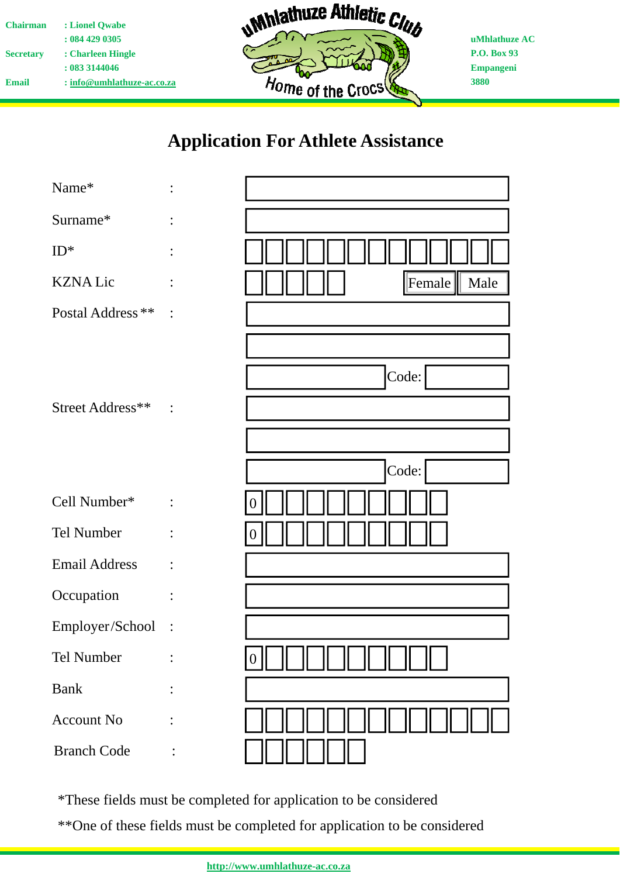Chairman : Lionel Qwabe
: 084 429 0305
Secretary : Charleen Hingle
: 083 3144046
Email : info@umhlathuze-ac.co.za

uMhlathuze Athletic Club
Home of the Crocs

uMhlathuze AC
P.O. Box 93
Empangeni
3880

# Application For Athlete Assistance

| Field | | |
|---|---|---|
| Name* | : | |
| Surname* | : | |
| ID* | : | |
| KZNA Lic | : | Female / Male |
| Postal Address ** | : | |
| | | |
| | | Code: |
| Street Address** | : | |
| | | |
| | | Code: |
| Cell Number* | : | 0 |
| Tel Number | : | 0 |
| Email Address | : | |
| Occupation | : | |
| Employer/School | : | |
| Tel Number | : | 0 |
| Bank | : | |
| Account No | : | |
| Branch Code | : | |

*These fields must be completed for application to be considered

**One of these fields must be completed for application to be considered

http://www.umhlathuze-ac.co.za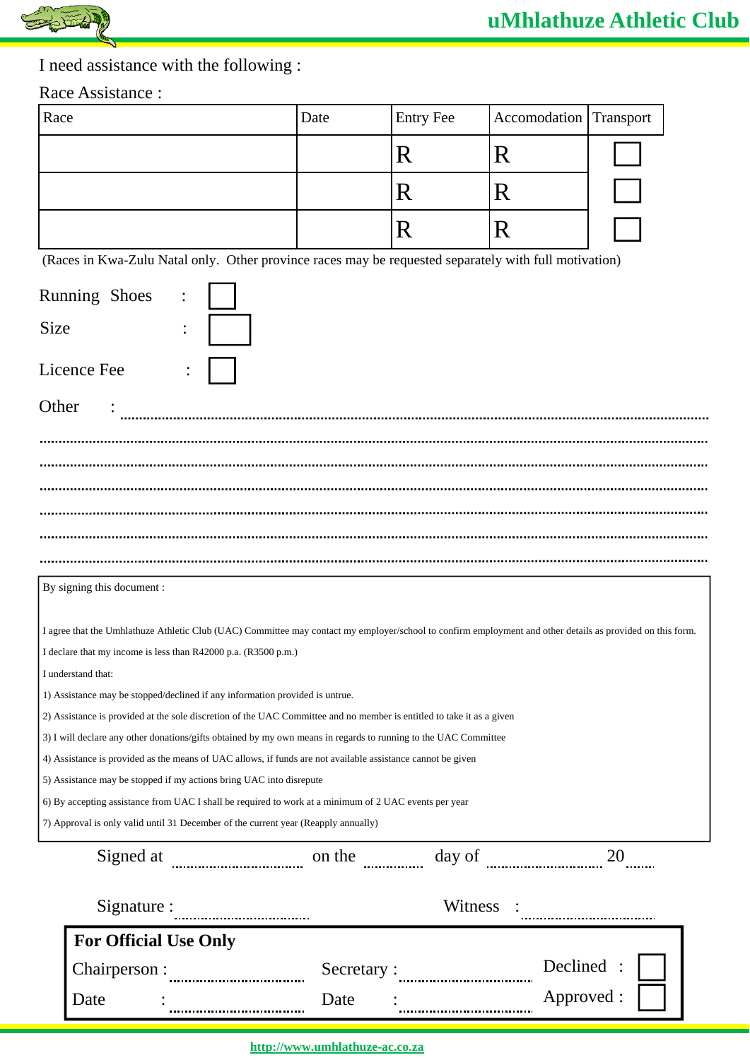I need assistance with the following :

Race Assistance :

| Race | Date | Entry Fee | Accomodation | Transport |
|---|---|---|---|---|
| | | R | R | ☐ |
| | | R | R | ☐ |
| | | R | R | ☐ |

(Races in Kwa-Zulu Natal only. Other province races may be requested separately with full motivation)

Running Shoes : ☐

Size : ☐

Licence Fee : ☐

Other : ..........................................................................................................................................

..........................................................................................................................................

..........................................................................................................................................

..........................................................................................................................................

..........................................................................................................................................

..........................................................................................................................................

..........................................................................................................................................

By signing this document :

I agree that the Umhlathuze Athletic Club (UAC) Committee may contact my employer/school to confirm employment and other details as provided on this form.

I declare that my income is less than R42000 p.a. (R3500 p.m.)

I understand that:

1) Assistance may be stopped/declined if any information provided is untrue.
2) Assistance is provided at the sole discretion of the UAC Committee and no member is entitled to take it as a given
3) I will declare any other donations/gifts obtained by my own means in regards to running to the UAC Committee
4) Assistance is provided as the means of UAC allows, if funds are not available assistance cannot be given
5) Assistance may be stopped if my actions bring UAC into disrepute
6) By accepting assistance from UAC I shall be required to work at a minimum of 2 UAC events per year
7) Approval is only valid until 31 December of the current year (Reapply annually)

Signed at .................................... on the ................ day of .................................. 20 ........

Signature : .................................... Witness : ....................................

**For Official Use Only**

Chairperson : .................................... Secretary : .................................... Declined : ☐

Date : .................................... Date : .................................... Approved : ☐

http://www.umhlathuze-ac.co.za